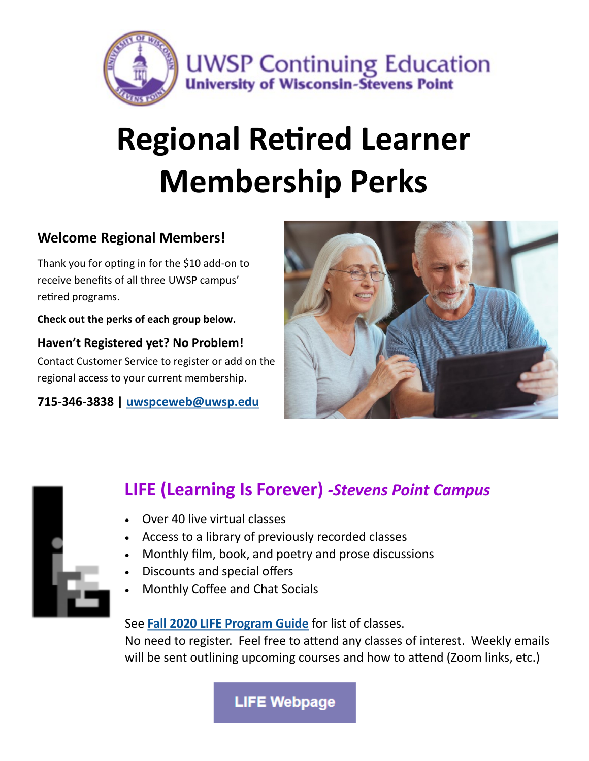UWSP Continuing Education
University of Wisconsin-Stevens Point

# Regional Retired Learner Membership Perks

### Welcome Regional Members!

Thank you for opting in for the $10 add-on to receive benefits of all three UWSP campus' retired programs.

**Check out the perks of each group below.**

### Haven't Registered yet? No Problem!

Contact Customer Service to register or add on the regional access to your current membership.

**715-346-3838 | [uwspceweb@uwsp.edu](mailto:uwspceweb@uwsp.edu)**

## LIFE (Learning Is Forever) *-Stevens Point Campus*

- Over 40 live virtual classes
- Access to a library of previously recorded classes
- Monthly film, book, and poetry and prose discussions
- Discounts and special offers
- Monthly Coffee and Chat Socials

See **Fall 2020 LIFE Program Guide** for list of classes.
No need to register. Feel free to attend any classes of interest. Weekly emails will be sent outlining upcoming courses and how to attend (Zoom links, etc.)

LIFE Webpage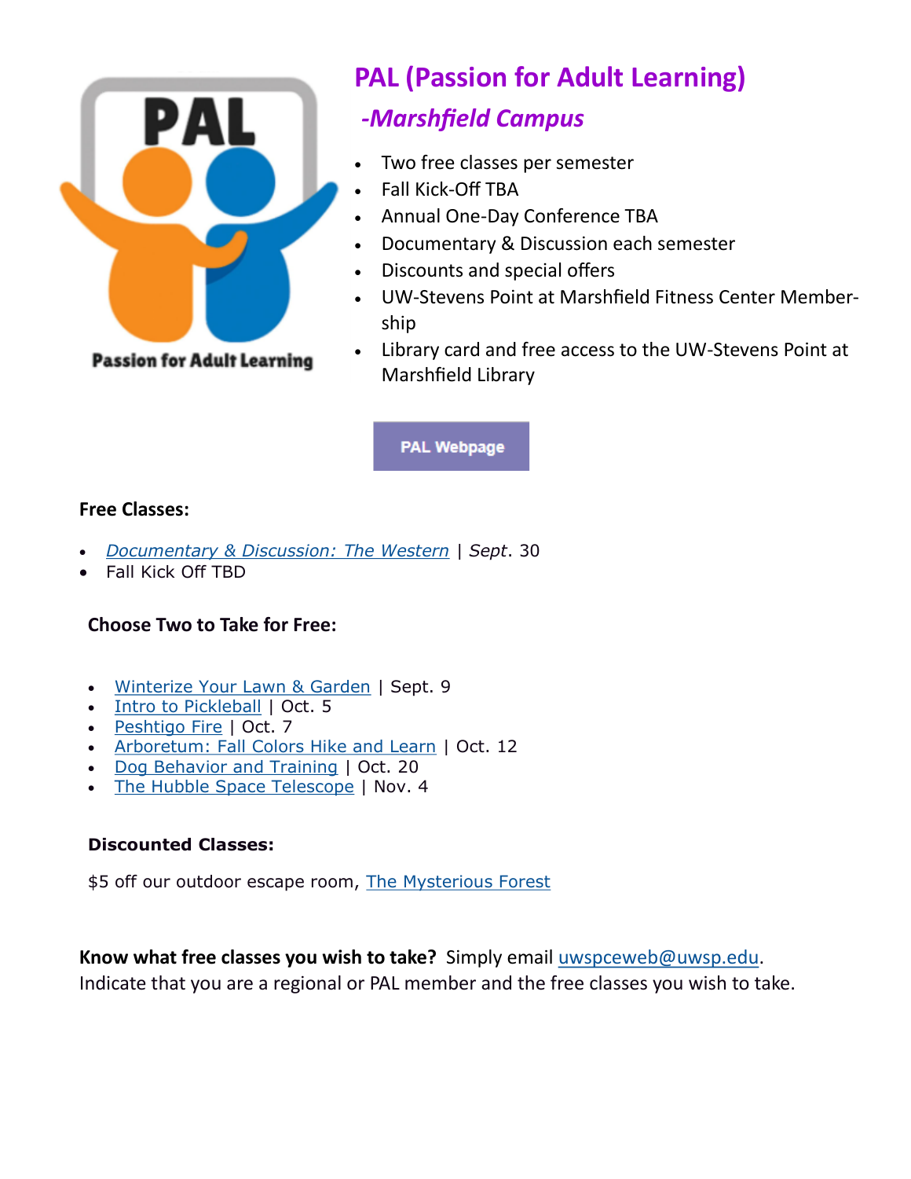# PAL (Passion for Adult Learning)

## -Marshfield Campus

- Two free classes per semester
- Fall Kick-Off TBA
- Annual One-Day Conference TBA
- Documentary & Discussion each semester
- Discounts and special offers
- UW-Stevens Point at Marshfield Fitness Center Membership
- Library card and free access to the UW-Stevens Point at Marshfield Library

PAL Webpage

**Free Classes:**

- *Documentary & Discussion: The Western* | *Sept*. 30
- Fall Kick Off TBD

**Choose Two to Take for Free:**

- Winterize Your Lawn & Garden | Sept. 9
- Intro to Pickleball | Oct. 5
- Peshtigo Fire | Oct. 7
- Arboretum: Fall Colors Hike and Learn | Oct. 12
- Dog Behavior and Training | Oct. 20
- The Hubble Space Telescope | Nov. 4

**Discounted Classes:**

$5 off our outdoor escape room, The Mysterious Forest

**Know what free classes you wish to take?** Simply email uwspceweb@uwsp.edu. Indicate that you are a regional or PAL member and the free classes you wish to take.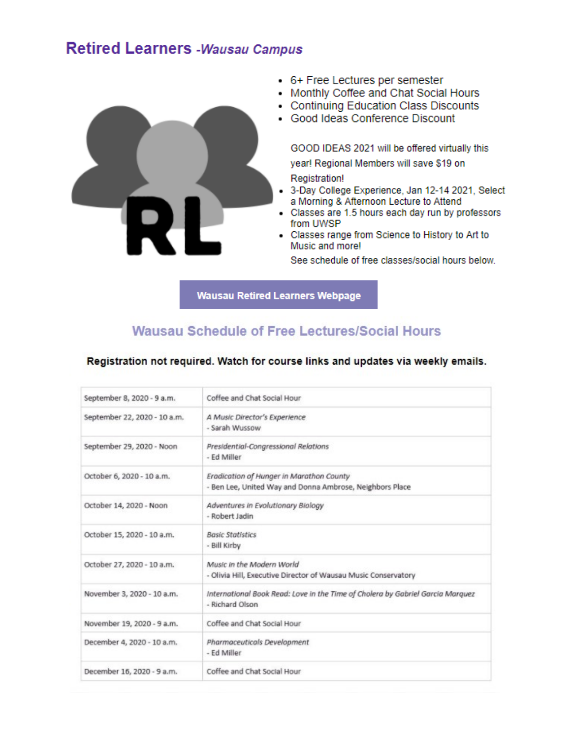# Retired Learners *-Wausau Campus*

- 6+ Free Lectures per semester
- Monthly Coffee and Chat Social Hours
- Continuing Education Class Discounts
- Good Ideas Conference Discount

GOOD IDEAS 2021 will be offered virtually this year! Regional Members will save $19 on Registration!

- 3-Day College Experience, Jan 12-14 2021, Select a Morning & Afternoon Lecture to Attend
- Classes are 1.5 hours each day run by professors from UWSP
- Classes range from Science to History to Art to Music and more!

See schedule of free classes/social hours below.

**Wausau Retired Learners Webpage**

## Wausau Schedule of Free Lectures/Social Hours

**Registration not required. Watch for course links and updates via weekly emails.**

| | |
|---|---|
| September 8, 2020 - 9 a.m. | Coffee and Chat Social Hour |
| September 22, 2020 - 10 a.m. | *A Music Director's Experience* - Sarah Wussow |
| September 29, 2020 - Noon | *Presidential-Congressional Relations* - Ed Miller |
| October 6, 2020 - 10 a.m. | *Eradication of Hunger in Marathon County* - Ben Lee, United Way and Donna Ambrose, Neighbors Place |
| October 14, 2020 - Noon | *Adventures in Evolutionary Biology* - Robert Jadin |
| October 15, 2020 - 10 a.m. | *Basic Statistics* - Bill Kirby |
| October 27, 2020 - 10 a.m. | *Music in the Modern World* - Olivia Hill, Executive Director of Wausau Music Conservatory |
| November 3, 2020 - 10 a.m. | *International Book Read: Love in the Time of Cholera by Gabriel Garcia Marquez* - Richard Olson |
| November 19, 2020 - 9 a.m. | Coffee and Chat Social Hour |
| December 4, 2020 - 10 a.m. | *Pharmaceuticals Development* - Ed Miller |
| December 16, 2020 - 9 a.m. | Coffee and Chat Social Hour |